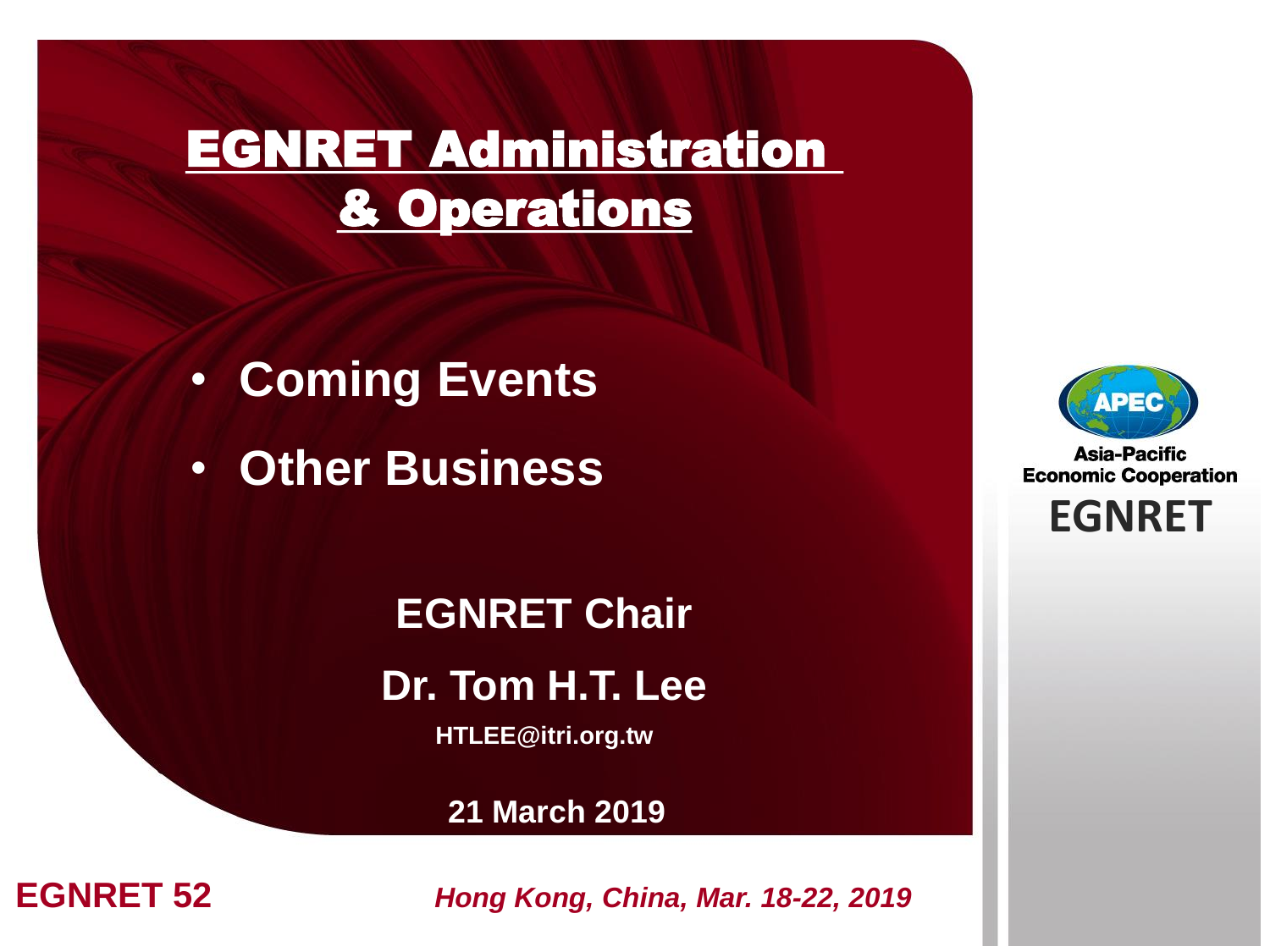# EGNRET Administration & Operations

- **Coming Events**
- **Other Business**

**EGNRET Chair**

**Dr. Tom H.T. Lee**

**HTLEE@itri.org.tw**

**21 March 2019**

Asia-Pacific Economic Cooperation

EGNRET

**EGNRET 52**

***Hong Kong, China, Mar. 18-22, 2019***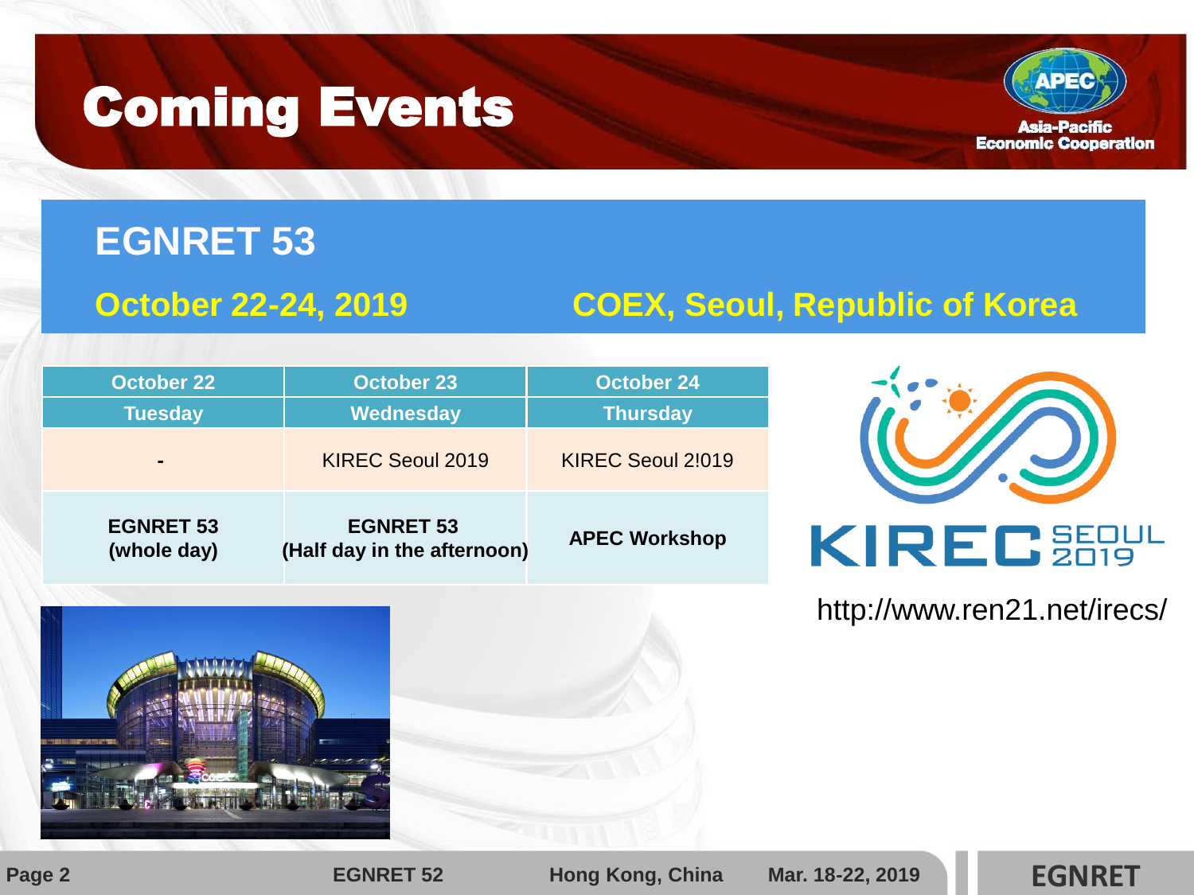# Coming Events

## EGNRET 53

**October 22-24, 2019** — **COEX, Seoul, Republic of Korea**

| October 22 | October 23 | October 24 |
|---|---|---|
| Tuesday | Wednesday | Thursday |
| - | KIREC Seoul 2019 | KIREC Seoul 2!019 |
| **EGNRET 53 (whole day)** | **EGNRET 53 (Half day in the afternoon)** | **APEC Workshop** |

KIREC SEOUL 2019

http://www.ren21.net/irecs/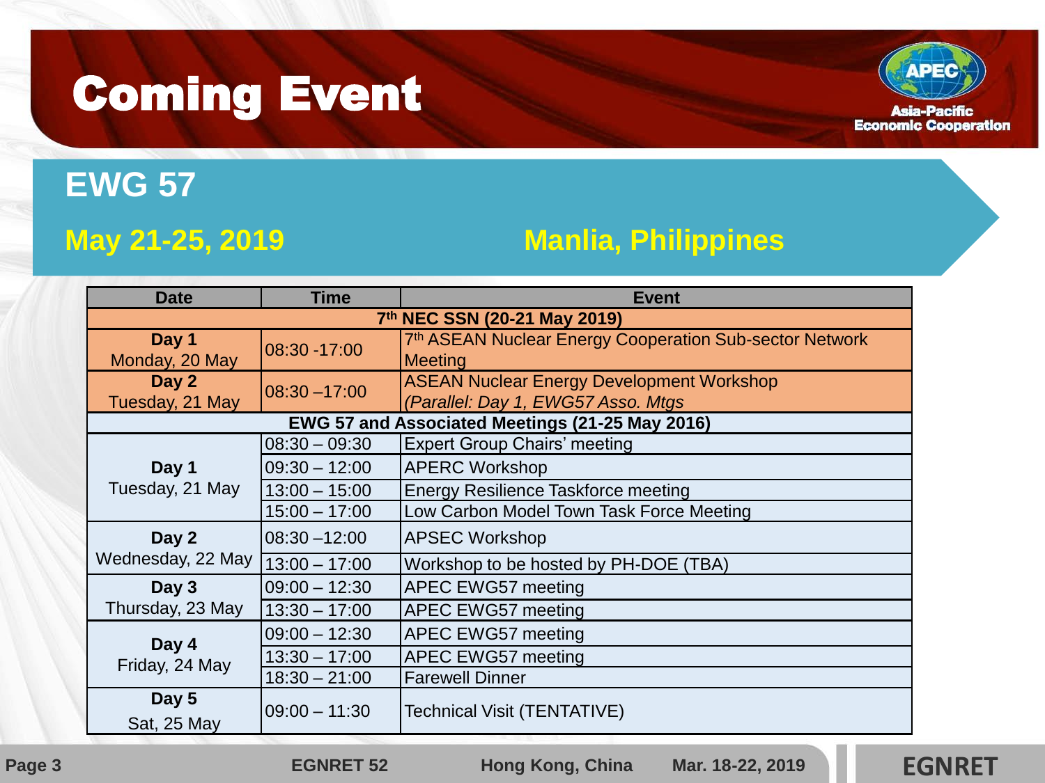# Coming Event

## EWG 57

**May 21-25, 2019** **Manlia, Philippines**

| Date | Time | Event |
|---|---|---|
| **7th NEC SSN (20-21 May 2019)** | | |
| **Day 1** Monday, 20 May | 08:30 -17:00 | 7th ASEAN Nuclear Energy Cooperation Sub-sector Network Meeting |
| **Day 2** Tuesday, 21 May | 08:30 –17:00 | ASEAN Nuclear Energy Development Workshop *(Parallel: Day 1, EWG57 Asso. Mtgs* |
| **EWG 57 and Associated Meetings (21-25 May 2016)** | | |
| **Day 1** Tuesday, 21 May | 08:30 – 09:30 | Expert Group Chairs' meeting |
| | 09:30 – 12:00 | APERC Workshop |
| | 13:00 – 15:00 | Energy Resilience Taskforce meeting |
| | 15:00 – 17:00 | Low Carbon Model Town Task Force Meeting |
| **Day 2** Wednesday, 22 May | 08:30 –12:00 | APSEC Workshop |
| | 13:00 – 17:00 | Workshop to be hosted by PH-DOE (TBA) |
| **Day 3** Thursday, 23 May | 09:00 – 12:30 | APEC EWG57 meeting |
| | 13:30 – 17:00 | APEC EWG57 meeting |
| **Day 4** Friday, 24 May | 09:00 – 12:30 | APEC EWG57 meeting |
| | 13:30 – 17:00 | APEC EWG57 meeting |
| | 18:30 – 21:00 | Farewell Dinner |
| **Day 5** Sat, 25 May | 09:00 – 11:30 | Technical Visit (TENTATIVE) |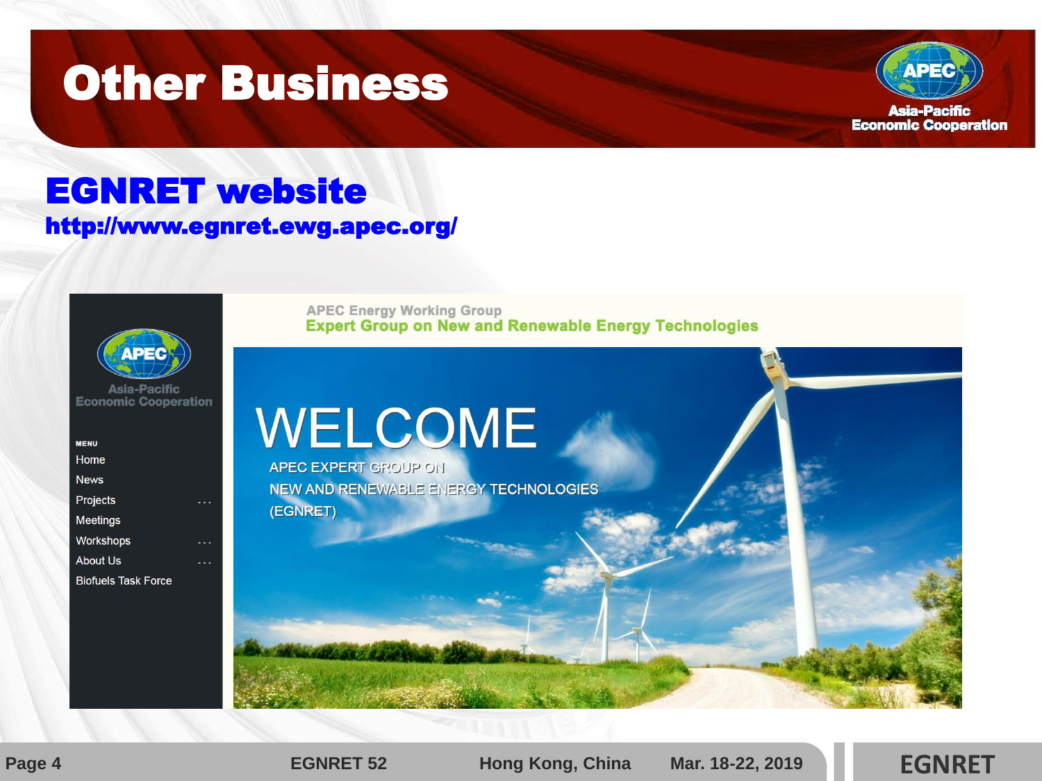# Other Business

## EGNRET website

**http://www.egnret.ewg.apec.org/**

APEC Energy Working Group
Expert Group on New and Renewable Energy Technologies

MENU
- Home
- News
- Projects
- Meetings
- Workshops
- About Us
- Biofuels Task Force

WELCOME

APEC EXPERT GROUP ON
NEW AND RENEWABLE ENERGY TECHNOLOGIES
(EGNRET)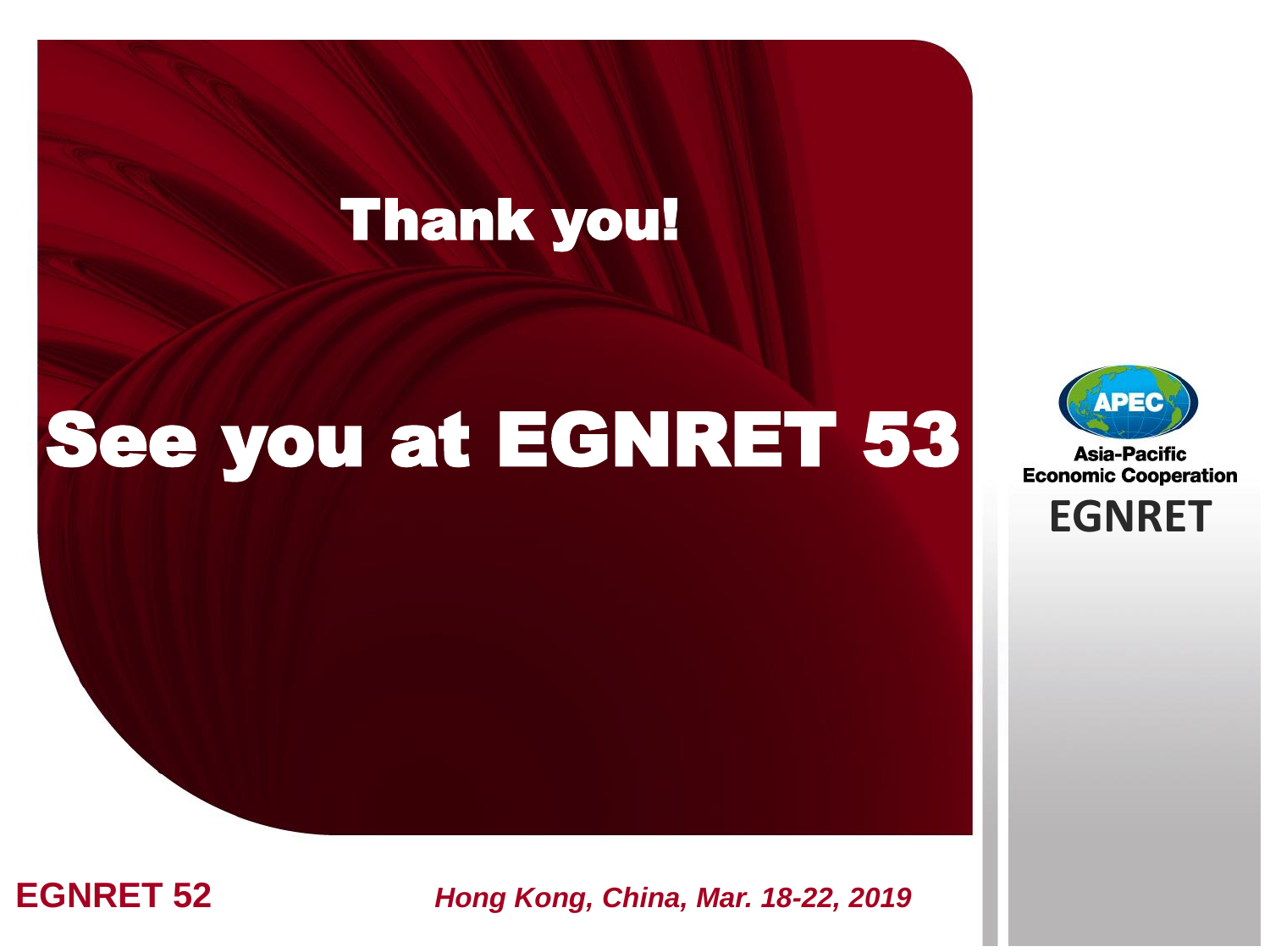# Thank you!

# See you at EGNRET 53

Asia-Pacific Economic Cooperation

EGNRET

**EGNRET 52**

***Hong Kong, China, Mar. 18-22, 2019***